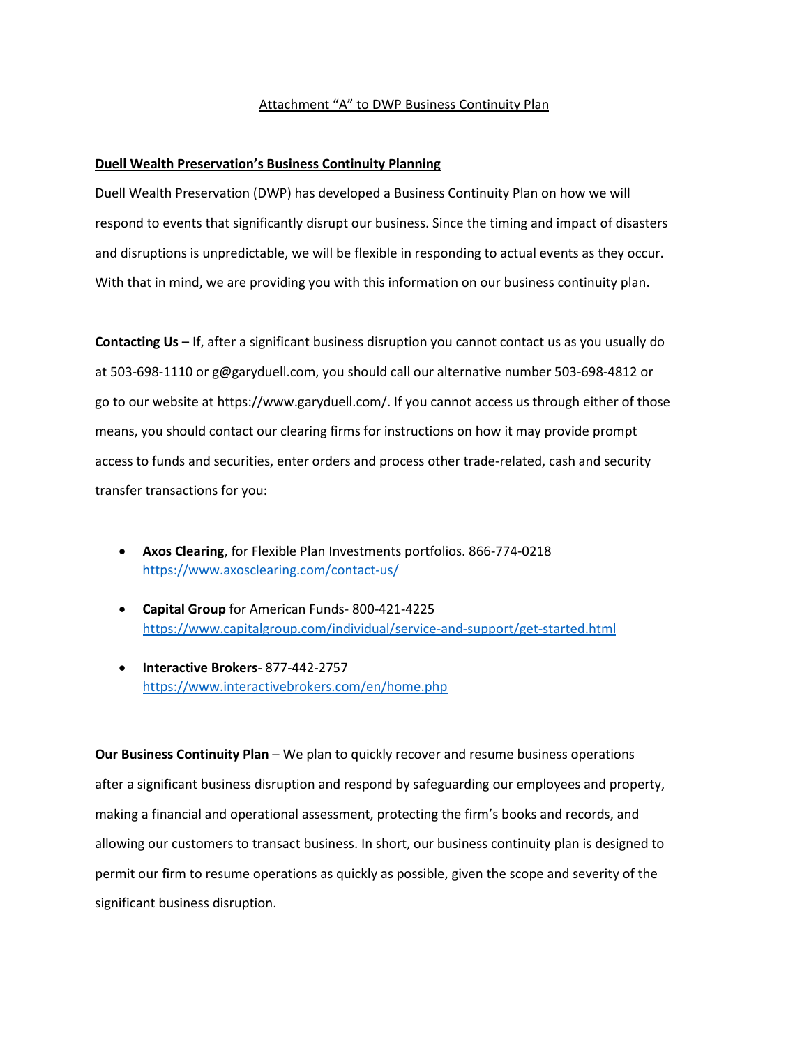Attachment "A" to DWP Business Continuity Plan

## Duell Wealth Preservation's Business Continuity Planning

Duell Wealth Preservation (DWP) has developed a Business Continuity Plan on how we will respond to events that significantly disrupt our business. Since the timing and impact of disasters and disruptions is unpredictable, we will be flexible in responding to actual events as they occur. With that in mind, we are providing you with this information on our business continuity plan.

**Contacting Us** – If, after a significant business disruption you cannot contact us as you usually do at 503-698-1110 or g@garyduell.com, you should call our alternative number 503-698-4812 or go to our website at https://www.garyduell.com/. If you cannot access us through either of those means, you should contact our clearing firms for instructions on how it may provide prompt access to funds and securities, enter orders and process other trade-related, cash and security transfer transactions for you:

- **Axos Clearing**, for Flexible Plan Investments portfolios. 866-774-0218 https://www.axosclearing.com/contact-us/
- **Capital Group** for American Funds- 800-421-4225 https://www.capitalgroup.com/individual/service-and-support/get-started.html
- **Interactive Brokers**- 877-442-2757 https://www.interactivebrokers.com/en/home.php

**Our Business Continuity Plan** – We plan to quickly recover and resume business operations after a significant business disruption and respond by safeguarding our employees and property, making a financial and operational assessment, protecting the firm's books and records, and allowing our customers to transact business. In short, our business continuity plan is designed to permit our firm to resume operations as quickly as possible, given the scope and severity of the significant business disruption.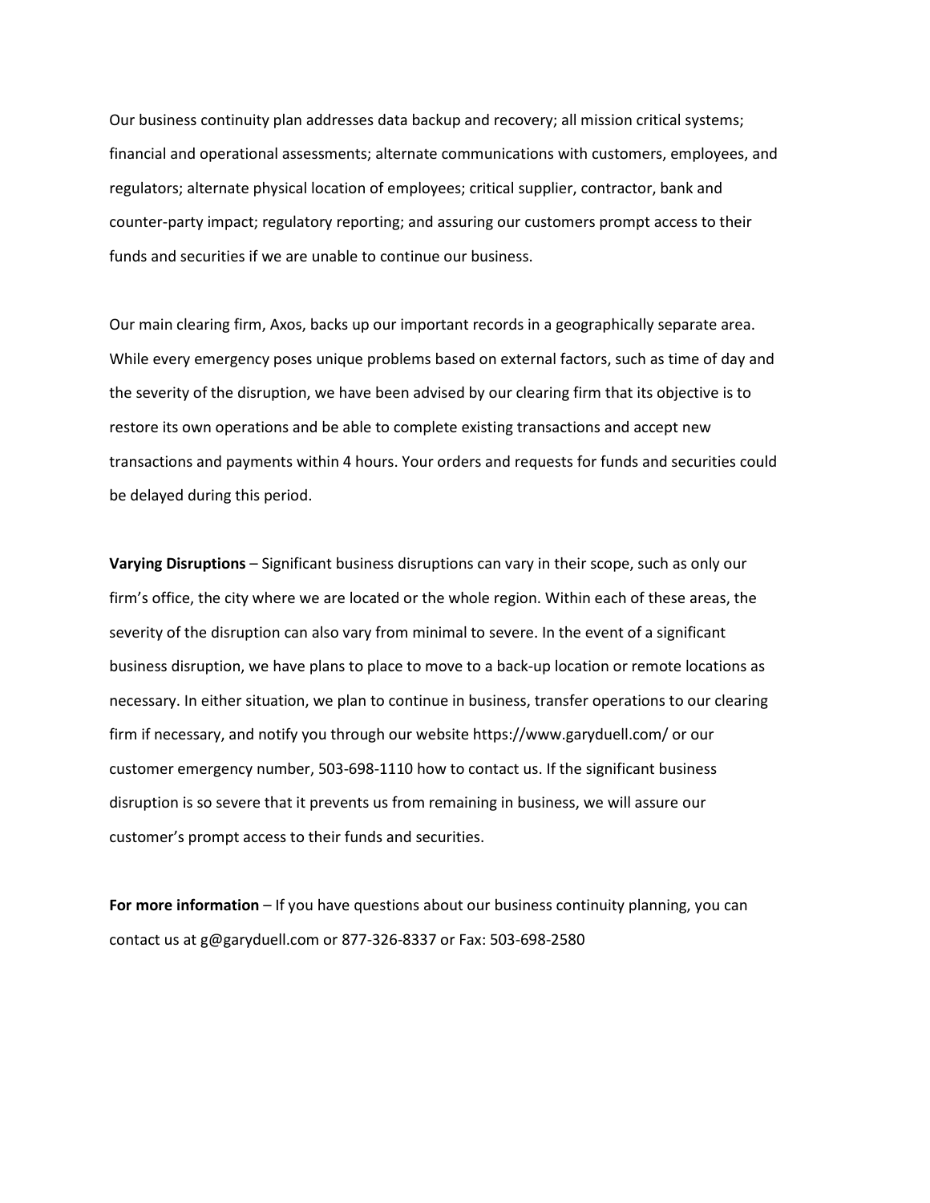Our business continuity plan addresses data backup and recovery; all mission critical systems; financial and operational assessments; alternate communications with customers, employees, and regulators; alternate physical location of employees; critical supplier, contractor, bank and counter-party impact; regulatory reporting; and assuring our customers prompt access to their funds and securities if we are unable to continue our business.

Our main clearing firm, Axos, backs up our important records in a geographically separate area. While every emergency poses unique problems based on external factors, such as time of day and the severity of the disruption, we have been advised by our clearing firm that its objective is to restore its own operations and be able to complete existing transactions and accept new transactions and payments within 4 hours. Your orders and requests for funds and securities could be delayed during this period.

**Varying Disruptions** – Significant business disruptions can vary in their scope, such as only our firm's office, the city where we are located or the whole region. Within each of these areas, the severity of the disruption can also vary from minimal to severe. In the event of a significant business disruption, we have plans to place to move to a back-up location or remote locations as necessary. In either situation, we plan to continue in business, transfer operations to our clearing firm if necessary, and notify you through our website https://www.garyduell.com/ or our customer emergency number, 503-698-1110 how to contact us. If the significant business disruption is so severe that it prevents us from remaining in business, we will assure our customer's prompt access to their funds and securities.

**For more information** – If you have questions about our business continuity planning, you can contact us at g@garyduell.com or 877-326-8337 or Fax: 503-698-2580